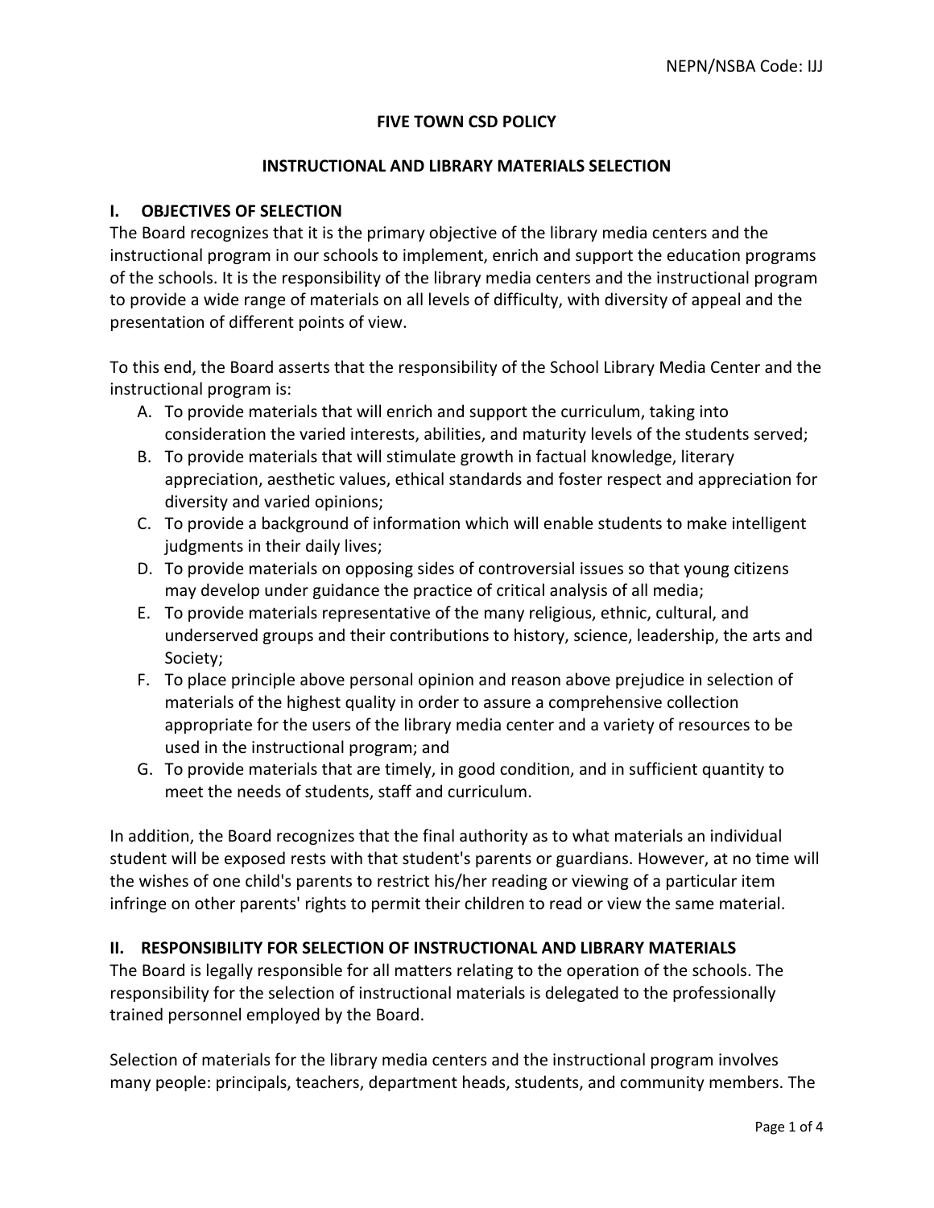NEPN/NSBA Code: IJJ

# FIVE TOWN CSD POLICY

## INSTRUCTIONAL AND LIBRARY MATERIALS SELECTION

### I. OBJECTIVES OF SELECTION

The Board recognizes that it is the primary objective of the library media centers and the instructional program in our schools to implement, enrich and support the education programs of the schools. It is the responsibility of the library media centers and the instructional program to provide a wide range of materials on all levels of difficulty, with diversity of appeal and the presentation of different points of view.

To this end, the Board asserts that the responsibility of the School Library Media Center and the instructional program is:

A. To provide materials that will enrich and support the curriculum, taking into consideration the varied interests, abilities, and maturity levels of the students served;
B. To provide materials that will stimulate growth in factual knowledge, literary appreciation, aesthetic values, ethical standards and foster respect and appreciation for diversity and varied opinions;
C. To provide a background of information which will enable students to make intelligent judgments in their daily lives;
D. To provide materials on opposing sides of controversial issues so that young citizens may develop under guidance the practice of critical analysis of all media;
E. To provide materials representative of the many religious, ethnic, cultural, and underserved groups and their contributions to history, science, leadership, the arts and Society;
F. To place principle above personal opinion and reason above prejudice in selection of materials of the highest quality in order to assure a comprehensive collection appropriate for the users of the library media center and a variety of resources to be used in the instructional program; and
G. To provide materials that are timely, in good condition, and in sufficient quantity to meet the needs of students, staff and curriculum.

In addition, the Board recognizes that the final authority as to what materials an individual student will be exposed rests with that student's parents or guardians. However, at no time will the wishes of one child's parents to restrict his/her reading or viewing of a particular item infringe on other parents' rights to permit their children to read or view the same material.

### II. RESPONSIBILITY FOR SELECTION OF INSTRUCTIONAL AND LIBRARY MATERIALS

The Board is legally responsible for all matters relating to the operation of the schools. The responsibility for the selection of instructional materials is delegated to the professionally trained personnel employed by the Board.

Selection of materials for the library media centers and the instructional program involves many people: principals, teachers, department heads, students, and community members. The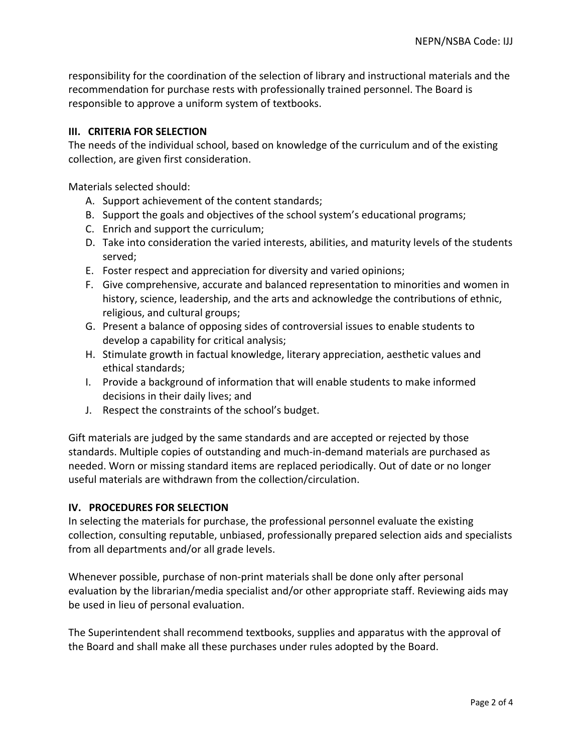responsibility for the coordination of the selection of library and instructional materials and the recommendation for purchase rests with professionally trained personnel. The Board is responsible to approve a uniform system of textbooks.

## III. CRITERIA FOR SELECTION

The needs of the individual school, based on knowledge of the curriculum and of the existing collection, are given first consideration.

Materials selected should:

A. Support achievement of the content standards;
B. Support the goals and objectives of the school system's educational programs;
C. Enrich and support the curriculum;
D. Take into consideration the varied interests, abilities, and maturity levels of the students served;
E. Foster respect and appreciation for diversity and varied opinions;
F. Give comprehensive, accurate and balanced representation to minorities and women in history, science, leadership, and the arts and acknowledge the contributions of ethnic, religious, and cultural groups;
G. Present a balance of opposing sides of controversial issues to enable students to develop a capability for critical analysis;
H. Stimulate growth in factual knowledge, literary appreciation, aesthetic values and ethical standards;
I. Provide a background of information that will enable students to make informed decisions in their daily lives; and
J. Respect the constraints of the school's budget.

Gift materials are judged by the same standards and are accepted or rejected by those standards. Multiple copies of outstanding and much-in-demand materials are purchased as needed. Worn or missing standard items are replaced periodically. Out of date or no longer useful materials are withdrawn from the collection/circulation.

## IV. PROCEDURES FOR SELECTION

In selecting the materials for purchase, the professional personnel evaluate the existing collection, consulting reputable, unbiased, professionally prepared selection aids and specialists from all departments and/or all grade levels.

Whenever possible, purchase of non-print materials shall be done only after personal evaluation by the librarian/media specialist and/or other appropriate staff. Reviewing aids may be used in lieu of personal evaluation.

The Superintendent shall recommend textbooks, supplies and apparatus with the approval of the Board and shall make all these purchases under rules adopted by the Board.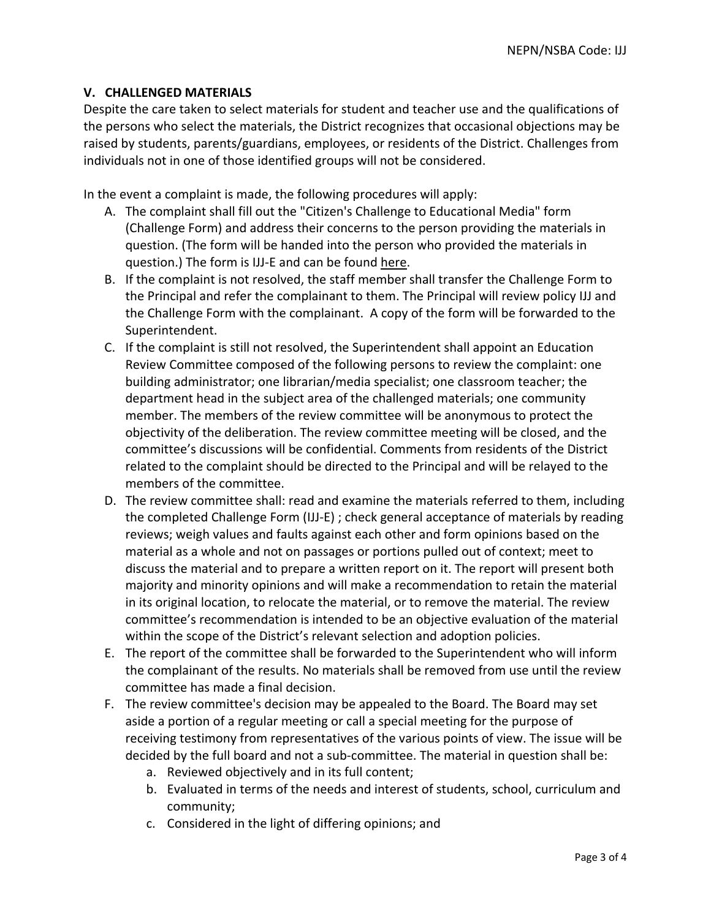## V. CHALLENGED MATERIALS

Despite the care taken to select materials for student and teacher use and the qualifications of the persons who select the materials, the District recognizes that occasional objections may be raised by students, parents/guardians, employees, or residents of the District. Challenges from individuals not in one of those identified groups will not be considered.

In the event a complaint is made, the following procedures will apply:

A. The complaint shall fill out the "Citizen's Challenge to Educational Media" form (Challenge Form) and address their concerns to the person providing the materials in question. (The form will be handed into the person who provided the materials in question.) The form is IJJ-E and can be found here.
B. If the complaint is not resolved, the staff member shall transfer the Challenge Form to the Principal and refer the complainant to them. The Principal will review policy IJJ and the Challenge Form with the complainant. A copy of the form will be forwarded to the Superintendent.
C. If the complaint is still not resolved, the Superintendent shall appoint an Education Review Committee composed of the following persons to review the complaint: one building administrator; one librarian/media specialist; one classroom teacher; the department head in the subject area of the challenged materials; one community member. The members of the review committee will be anonymous to protect the objectivity of the deliberation. The review committee meeting will be closed, and the committee's discussions will be confidential. Comments from residents of the District related to the complaint should be directed to the Principal and will be relayed to the members of the committee.
D. The review committee shall: read and examine the materials referred to them, including the completed Challenge Form (IJJ-E) ; check general acceptance of materials by reading reviews; weigh values and faults against each other and form opinions based on the material as a whole and not on passages or portions pulled out of context; meet to discuss the material and to prepare a written report on it. The report will present both majority and minority opinions and will make a recommendation to retain the material in its original location, to relocate the material, or to remove the material. The review committee's recommendation is intended to be an objective evaluation of the material within the scope of the District's relevant selection and adoption policies.
E. The report of the committee shall be forwarded to the Superintendent who will inform the complainant of the results. No materials shall be removed from use until the review committee has made a final decision.
F. The review committee's decision may be appealed to the Board. The Board may set aside a portion of a regular meeting or call a special meeting for the purpose of receiving testimony from representatives of the various points of view. The issue will be decided by the full board and not a sub-committee. The material in question shall be:
    a. Reviewed objectively and in its full content;
    b. Evaluated in terms of the needs and interest of students, school, curriculum and community;
    c. Considered in the light of differing opinions; and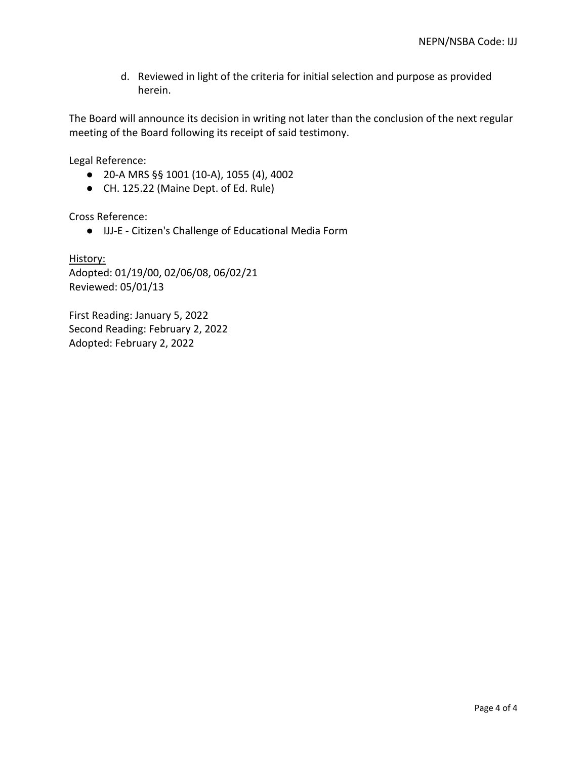d. Reviewed in light of the criteria for initial selection and purpose as provided herein.

The Board will announce its decision in writing not later than the conclusion of the next regular meeting of the Board following its receipt of said testimony.

Legal Reference:

- 20-A MRS §§ 1001 (10-A), 1055 (4), 4002
- CH. 125.22 (Maine Dept. of Ed. Rule)

Cross Reference:

- IJJ-E - Citizen's Challenge of Educational Media Form

History:
Adopted: 01/19/00, 02/06/08, 06/02/21
Reviewed: 05/01/13

First Reading: January 5, 2022
Second Reading: February 2, 2022
Adopted: February 2, 2022